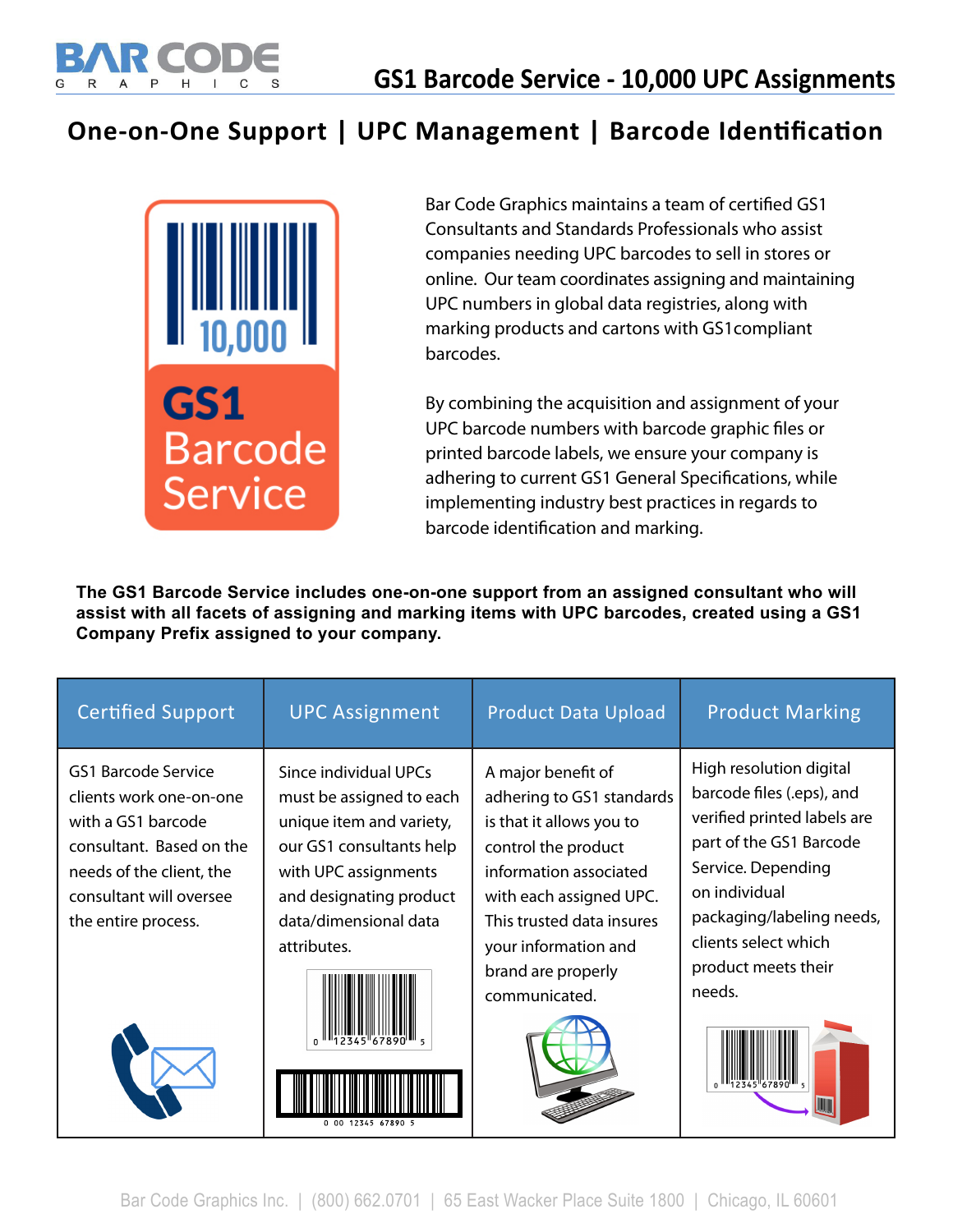# GS1 Barcode Service - 10,000 UPC Assignments

## One-on-One Support | UPC Management | Barcode Identification

Bar Code Graphics maintains a team of certified GS1 Consultants and Standards Professionals who assist companies needing UPC barcodes to sell in stores or online. Our team coordinates assigning and maintaining UPC numbers in global data registries, along with marking products and cartons with GS1compliant barcodes.

By combining the acquisition and assignment of your UPC barcode numbers with barcode graphic files or printed barcode labels, we ensure your company is adhering to current GS1 General Specifications, while implementing industry best practices in regards to barcode identification and marking.

**The GS1 Barcode Service includes one-on-one support from an assigned consultant who will assist with all facets of assigning and marking items with UPC barcodes, created using a GS1 Company Prefix assigned to your company.**

| Certified Support | UPC Assignment | Product Data Upload | Product Marking |
|---|---|---|---|
| GS1 Barcode Service clients work one-on-one with a GS1 barcode consultant. Based on the needs of the client, the consultant will oversee the entire process. | Since individual UPCs must be assigned to each unique item and variety, our GS1 consultants help with UPC assignments and designating product data/dimensional data attributes. | A major benefit of adhering to GS1 standards is that it allows you to control the product information associated with each assigned UPC. This trusted data insures your information and brand are properly communicated. | High resolution digital barcode files (.eps), and verified printed labels are part of the GS1 Barcode Service. Depending on individual packaging/labeling needs, clients select which product meets their needs. |

Bar Code Graphics Inc. | (800) 662.0701 | 65 East Wacker Place Suite 1800 | Chicago, IL 60601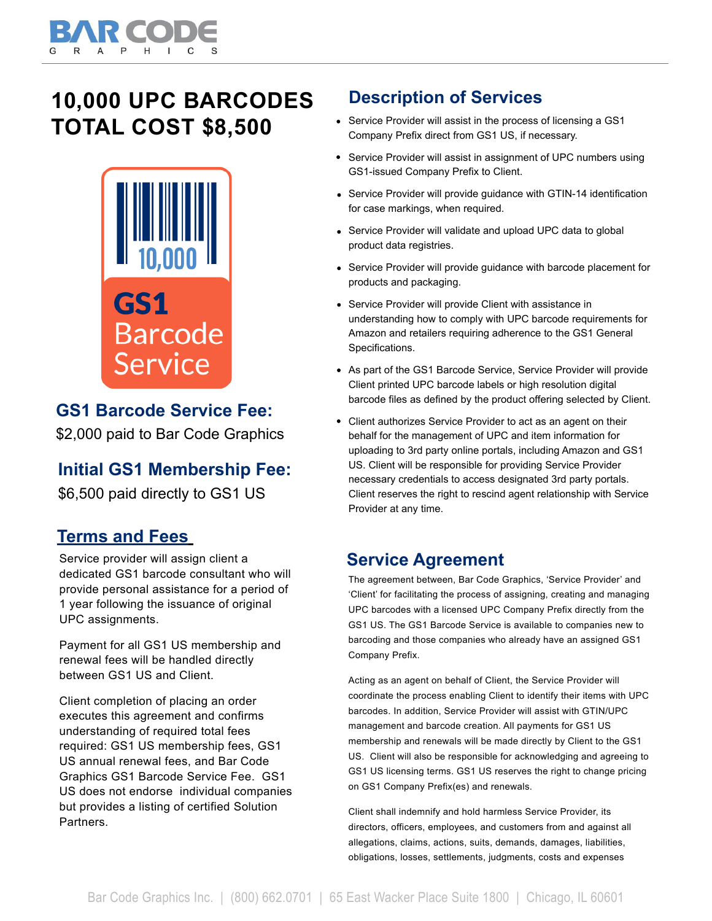# 10,000 UPC BARCODES TOTAL COST $8,500

10,000

GS1 Barcode Service

## GS1 Barcode Service Fee:

$2,000 paid to Bar Code Graphics

## Initial GS1 Membership Fee:

$6,500 paid directly to GS1 US

## Terms and Fees

Service provider will assign client a dedicated GS1 barcode consultant who will provide personal assistance for a period of 1 year following the issuance of original UPC assignments.

Payment for all GS1 US membership and renewal fees will be handled directly between GS1 US and Client.

Client completion of placing an order executes this agreement and confirms understanding of required total fees required: GS1 US membership fees, GS1 US annual renewal fees, and Bar Code Graphics GS1 Barcode Service Fee. GS1 US does not endorse individual companies but provides a listing of certified Solution Partners.

## Description of Services

- Service Provider will assist in the process of licensing a GS1 Company Prefix direct from GS1 US, if necessary.
- Service Provider will assist in assignment of UPC numbers using GS1-issued Company Prefix to Client.
- Service Provider will provide guidance with GTIN-14 identification for case markings, when required.
- Service Provider will validate and upload UPC data to global product data registries.
- Service Provider will provide guidance with barcode placement for products and packaging.
- Service Provider will provide Client with assistance in understanding how to comply with UPC barcode requirements for Amazon and retailers requiring adherence to the GS1 General Specifications.
- As part of the GS1 Barcode Service, Service Provider will provide Client printed UPC barcode labels or high resolution digital barcode files as defined by the product offering selected by Client.
- Client authorizes Service Provider to act as an agent on their behalf for the management of UPC and item information for uploading to 3rd party online portals, including Amazon and GS1 US. Client will be responsible for providing Service Provider necessary credentials to access designated 3rd party portals. Client reserves the right to rescind agent relationship with Service Provider at any time.

## Service Agreement

The agreement between, Bar Code Graphics, 'Service Provider' and 'Client' for facilitating the process of assigning, creating and managing UPC barcodes with a licensed UPC Company Prefix directly from the GS1 US. The GS1 Barcode Service is available to companies new to barcoding and those companies who already have an assigned GS1 Company Prefix.

Acting as an agent on behalf of Client, the Service Provider will coordinate the process enabling Client to identify their items with UPC barcodes. In addition, Service Provider will assist with GTIN/UPC management and barcode creation. All payments for GS1 US membership and renewals will be made directly by Client to the GS1 US. Client will also be responsible for acknowledging and agreeing to GS1 US licensing terms. GS1 US reserves the right to change pricing on GS1 Company Prefix(es) and renewals.

Client shall indemnify and hold harmless Service Provider, its directors, officers, employees, and customers from and against all allegations, claims, actions, suits, demands, damages, liabilities, obligations, losses, settlements, judgments, costs and expenses